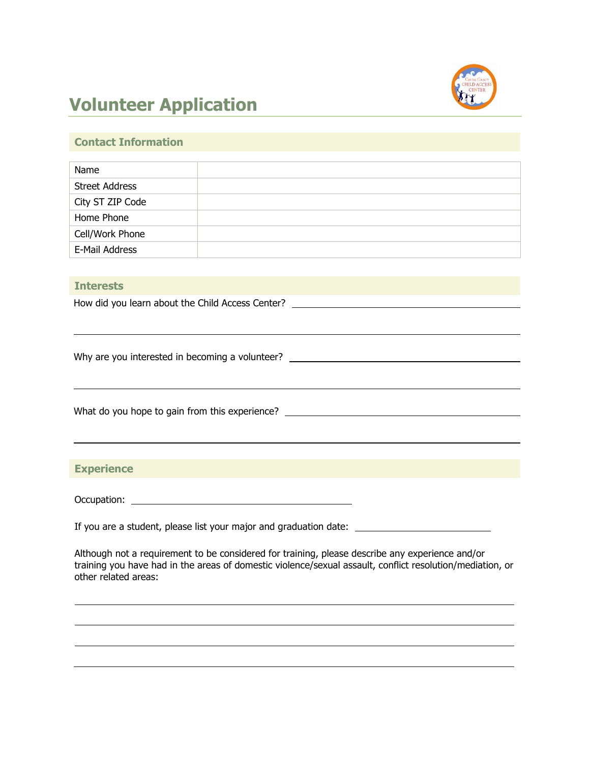# Volunteer Application

## Contact Information

| Name | |
|---|---|
| Street Address | |
| City ST ZIP Code | |
| Home Phone | |
| Cell/Work Phone | |
| E-Mail Address | |

## Interests

How did you learn about the Child Access Center? ______________________________

______________________________________________________________________

Why are you interested in becoming a volunteer? ______________________________

______________________________________________________________________

What do you hope to gain from this experience? ______________________________

______________________________________________________________________

## Experience

Occupation: ______________________________

If you are a student, please list your major and graduation date: __________________

Although not a requirement to be considered for training, please describe any experience and/or training you have had in the areas of domestic violence/sexual assault, conflict resolution/mediation, or other related areas:

______________________________________________________________________

______________________________________________________________________

______________________________________________________________________

______________________________________________________________________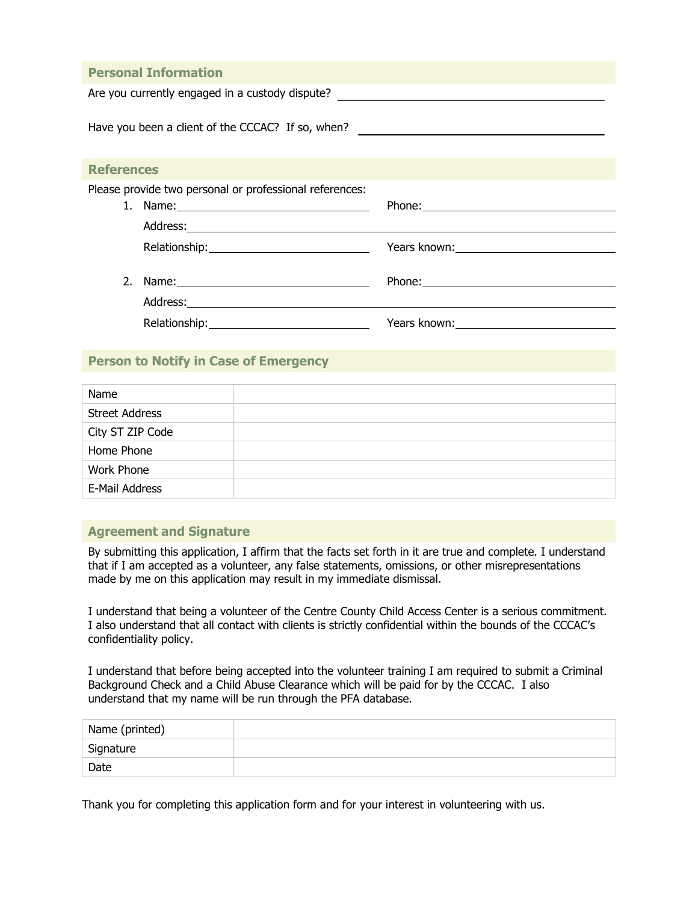## Personal Information

Are you currently engaged in a custody dispute? ______________________________

Have you been a client of the CCCAC? If so, when? ______________________________

## References

Please provide two personal or professional references:

1. Name: ____________________ Phone: ____________________

   Address: ________________________________________

   Relationship: ____________________ Years known: ____________________

2. Name: ____________________ Phone: ____________________

   Address: ________________________________________

   Relationship: ____________________ Years known: ____________________

## Person to Notify in Case of Emergency

| | |
|---|---|
| Name | |
| Street Address | |
| City ST ZIP Code | |
| Home Phone | |
| Work Phone | |
| E-Mail Address | |

## Agreement and Signature

By submitting this application, I affirm that the facts set forth in it are true and complete. I understand that if I am accepted as a volunteer, any false statements, omissions, or other misrepresentations made by me on this application may result in my immediate dismissal.

I understand that being a volunteer of the Centre County Child Access Center is a serious commitment. I also understand that all contact with clients is strictly confidential within the bounds of the CCCAC's confidentiality policy.

I understand that before being accepted into the volunteer training I am required to submit a Criminal Background Check and a Child Abuse Clearance which will be paid for by the CCCAC. I also understand that my name will be run through the PFA database.

| | |
|---|---|
| Name (printed) | |
| Signature | |
| Date | |

Thank you for completing this application form and for your interest in volunteering with us.